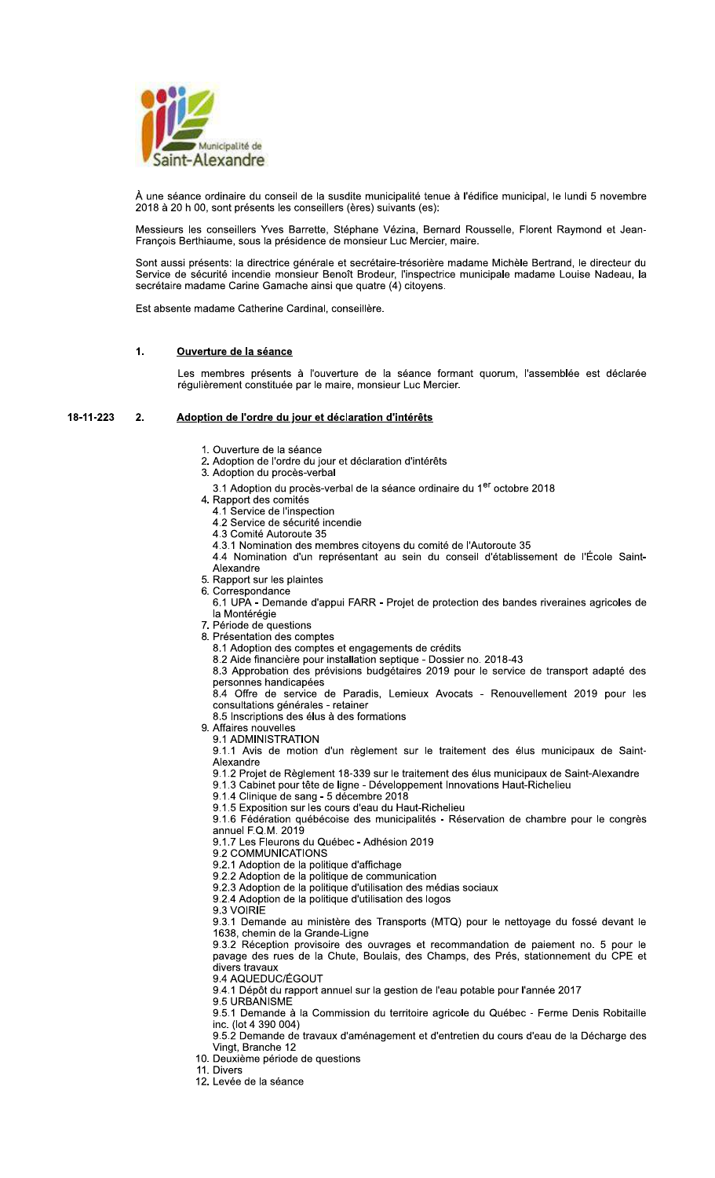Municipalité de Saint-Alexandre

À une séance ordinaire du conseil de la susdite municipalité tenue à l'édifice municipal, le lundi 5 novembre 2018 à 20 h 00, sont présents les conseillers (ères) suivants (es):

Messieurs les conseillers Yves Barrette, Stéphane Vézina, Bernard Rousselle, Florent Raymond et Jean-François Berthiaume, sous la présidence de monsieur Luc Mercier, maire.

Sont aussi présents: la directrice générale et secrétaire-trésorière madame Michèle Bertrand, le directeur du Service de sécurité incendie monsieur Benoît Brodeur, l'inspectrice municipale madame Louise Nadeau, la secrétaire madame Carine Gamache ainsi que quatre (4) citoyens.

Est absente madame Catherine Cardinal, conseillère.

## 1. Ouverture de la séance

Les membres présents à l'ouverture de la séance formant quorum, l'assemblée est déclarée régulièrement constituée par le maire, monsieur Luc Mercier.

## 18-11-223 2. Adoption de l'ordre du jour et déclaration d'intérêts

1. Ouverture de la séance
2. Adoption de l'ordre du jour et déclaration d'intérêts
3. Adoption du procès-verbal
   - 3.1 Adoption du procès-verbal de la séance ordinaire du 1er octobre 2018
4. Rapport des comités
   - 4.1 Service de l'inspection
   - 4.2 Service de sécurité incendie
   - 4.3 Comité Autoroute 35
   - 4.3.1 Nomination des membres citoyens du comité de l'Autoroute 35
   - 4.4 Nomination d'un représentant au sein du conseil d'établissement de l'École Saint-Alexandre
5. Rapport sur les plaintes
6. Correspondance
   - 6.1 UPA - Demande d'appui FARR - Projet de protection des bandes riveraines agricoles de la Montérégie
7. Période de questions
8. Présentation des comptes
   - 8.1 Adoption des comptes et engagements de crédits
   - 8.2 Aide financière pour installation septique - Dossier no. 2018-43
   - 8.3 Approbation des prévisions budgétaires 2019 pour le service de transport adapté des personnes handicapées
   - 8.4 Offre de service de Paradis, Lemieux Avocats - Renouvellement 2019 pour les consultations générales - retainer
   - 8.5 Inscriptions des élus à des formations
9. Affaires nouvelles
   - 9.1 ADMINISTRATION
   - 9.1.1 Avis de motion d'un règlement sur le traitement des élus municipaux de Saint-Alexandre
   - 9.1.2 Projet de Règlement 18-339 sur le traitement des élus municipaux de Saint-Alexandre
   - 9.1.3 Cabinet pour tête de ligne - Développement Innovations Haut-Richelieu
   - 9.1.4 Clinique de sang - 5 décembre 2018
   - 9.1.5 Exposition sur les cours d'eau du Haut-Richelieu
   - 9.1.6 Fédération québécoise des municipalités - Réservation de chambre pour le congrès annuel F.Q.M. 2019
   - 9.1.7 Les Fleurons du Québec - Adhésion 2019
   - 9.2 COMMUNICATIONS
   - 9.2.1 Adoption de la politique d'affichage
   - 9.2.2 Adoption de la politique de communication
   - 9.2.3 Adoption de la politique d'utilisation des médias sociaux
   - 9.2.4 Adoption de la politique d'utilisation des logos
   - 9.3 VOIRIE
   - 9.3.1 Demande au ministère des Transports (MTQ) pour le nettoyage du fossé devant le 1638, chemin de la Grande-Ligne
   - 9.3.2 Réception provisoire des ouvrages et recommandation de paiement no. 5 pour le pavage des rues de la Chute, Boulais, des Champs, des Prés, stationnement du CPE et divers travaux
   - 9.4 AQUEDUC/ÉGOUT
   - 9.4.1 Dépôt du rapport annuel sur la gestion de l'eau potable pour l'année 2017
   - 9.5 URBANISME
   - 9.5.1 Demande à la Commission du territoire agricole du Québec - Ferme Denis Robitaille inc. (lot 4 390 004)
   - 9.5.2 Demande de travaux d'aménagement et d'entretien du cours d'eau de la Décharge des Vingt, Branche 12
10. Deuxième période de questions
11. Divers
12. Levée de la séance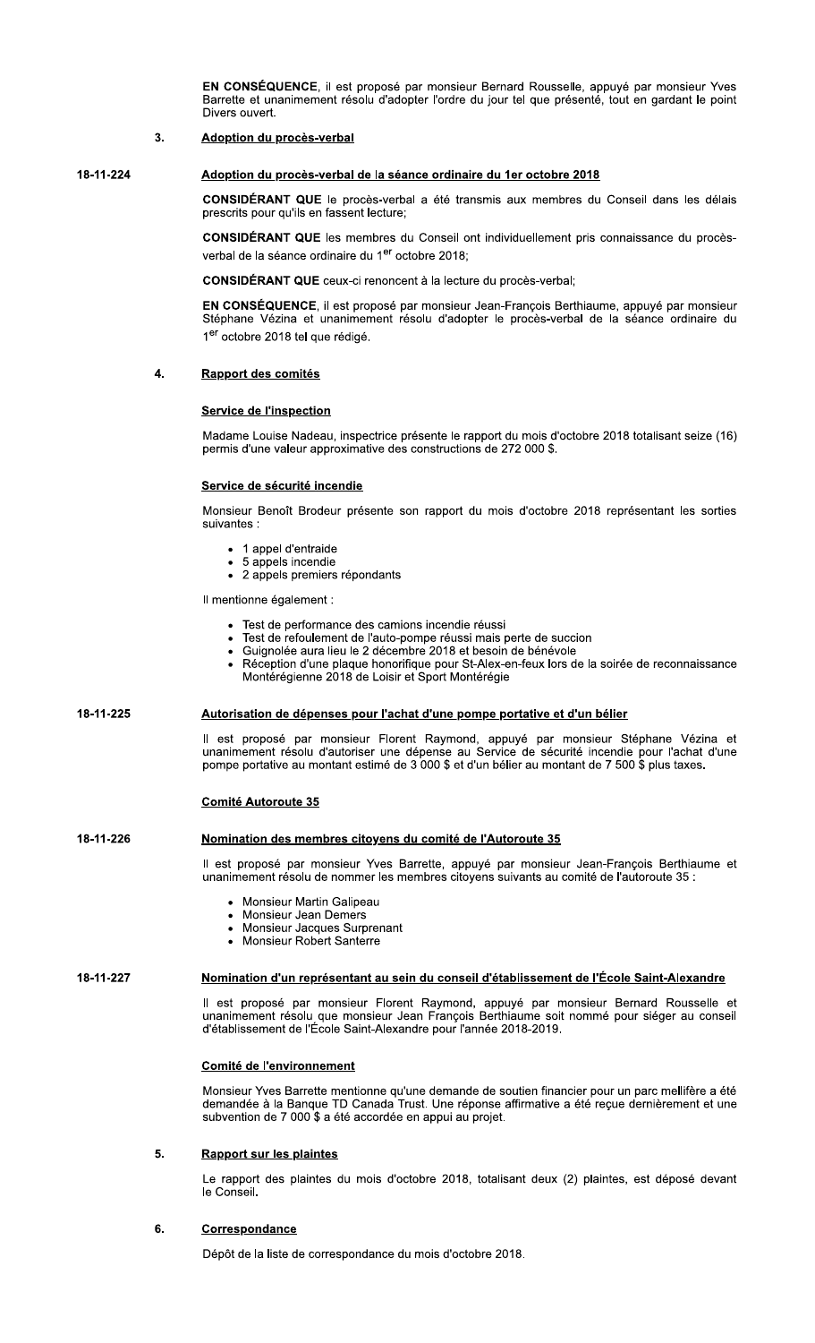**EN CONSÉQUENCE**, il est proposé par monsieur Bernard Rousselle, appuyé par monsieur Yves Barrette et unanimement résolu d'adopter l'ordre du jour tel que présenté, tout en gardant le point Divers ouvert.

## 3. Adoption du procès-verbal

**18-11-224**

### Adoption du procès-verbal de la séance ordinaire du 1er octobre 2018

**CONSIDÉRANT QUE** le procès-verbal a été transmis aux membres du Conseil dans les délais prescrits pour qu'ils en fassent lecture;

**CONSIDÉRANT QUE** les membres du Conseil ont individuellement pris connaissance du procès-verbal de la séance ordinaire du 1er octobre 2018;

**CONSIDÉRANT QUE** ceux-ci renoncent à la lecture du procès-verbal;

**EN CONSÉQUENCE**, il est proposé par monsieur Jean-François Berthiaume, appuyé par monsieur Stéphane Vézina et unanimement résolu d'adopter le procès-verbal de la séance ordinaire du 1er octobre 2018 tel que rédigé.

## 4. Rapport des comités

### Service de l'inspection

Madame Louise Nadeau, inspectrice présente le rapport du mois d'octobre 2018 totalisant seize (16) permis d'une valeur approximative des constructions de 272 000 $.

### Service de sécurité incendie

Monsieur Benoît Brodeur présente son rapport du mois d'octobre 2018 représentant les sorties suivantes :

- 1 appel d'entraide
- 5 appels incendie
- 2 appels premiers répondants

Il mentionne également :

- Test de performance des camions incendie réussi
- Test de refoulement de l'auto-pompe réussi mais perte de succion
- Guignolée aura lieu le 2 décembre 2018 et besoin de bénévole
- Réception d'une plaque honorifique pour St-Alex-en-feux lors de la soirée de reconnaissance Montérégienne 2018 de Loisir et Sport Montérégie

**18-11-225**

### Autorisation de dépenses pour l'achat d'une pompe portative et d'un bélier

Il est proposé par monsieur Florent Raymond, appuyé par monsieur Stéphane Vézina et unanimement résolu d'autoriser une dépense au Service de sécurité incendie pour l'achat d'une pompe portative au montant estimé de 3 000 $ et d'un bélier au montant de 7 500 $ plus taxes.

### Comité Autoroute 35

**18-11-226**

### Nomination des membres citoyens du comité de l'Autoroute 35

Il est proposé par monsieur Yves Barrette, appuyé par monsieur Jean-François Berthiaume et unanimement résolu de nommer les membres citoyens suivants au comité de l'autoroute 35 :

- Monsieur Martin Galipeau
- Monsieur Jean Demers
- Monsieur Jacques Surprenant
- Monsieur Robert Santerre

**18-11-227**

### Nomination d'un représentant au sein du conseil d'établissement de l'École Saint-Alexandre

Il est proposé par monsieur Florent Raymond, appuyé par monsieur Bernard Rousselle et unanimement résolu que monsieur Jean François Berthiaume soit nommé pour siéger au conseil d'établissement de l'École Saint-Alexandre pour l'année 2018-2019.

### Comité de l'environnement

Monsieur Yves Barrette mentionne qu'une demande de soutien financier pour un parc mellifère a été demandée à la Banque TD Canada Trust. Une réponse affirmative a été reçue dernièrement et une subvention de 7 000 $ a été accordée en appui au projet.

## 5. Rapport sur les plaintes

Le rapport des plaintes du mois d'octobre 2018, totalisant deux (2) plaintes, est déposé devant le Conseil.

## 6. Correspondance

Dépôt de la liste de correspondance du mois d'octobre 2018.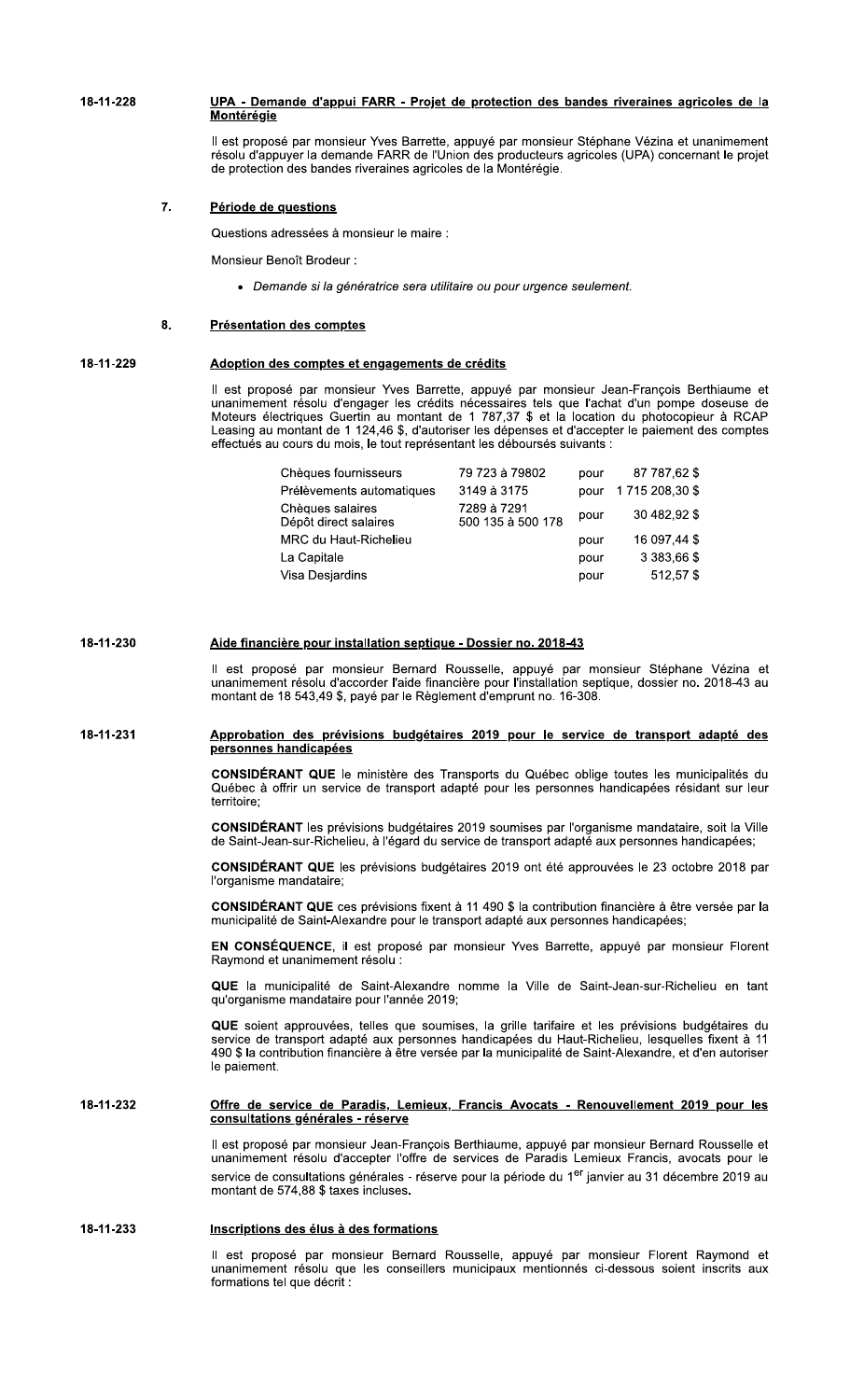**18-11-228** **UPA - Demande d'appui FARR - Projet de protection des bandes riveraines agricoles de la Montérégie**

Il est proposé par monsieur Yves Barrette, appuyé par monsieur Stéphane Vézina et unanimement résolu d'appuyer la demande FARR de l'Union des producteurs agricoles (UPA) concernant le projet de protection des bandes riveraines agricoles de la Montérégie.

## 7. Période de questions

Questions adressées à monsieur le maire :

Monsieur Benoît Brodeur :

- *Demande si la génératrice sera utilitaire ou pour urgence seulement.*

## 8. Présentation des comptes

**18-11-229** **Adoption des comptes et engagements de crédits**

Il est proposé par monsieur Yves Barrette, appuyé par monsieur Jean-François Berthiaume et unanimement résolu d'engager les crédits nécessaires tels que l'achat d'un pompe doseuse de Moteurs électriques Guertin au montant de 1 787,37 $ et la location du photocopieur à RCAP Leasing au montant de 1 124,46 $, d'autoriser les dépenses et d'accepter le paiement des comptes effectués au cours du mois, le tout représentant les déboursés suivants :

| | | | |
|---|---|---|---|
| Chèques fournisseurs | 79 723 à 79802 | pour | 87 787,62 $ |
| Prélèvements automatiques | 3149 à 3175 | pour | 1 715 208,30 $ |
| Chèques salaires<br>Dépôt direct salaires | 7289 à 7291<br>500 135 à 500 178 | pour | 30 482,92 $ |
| MRC du Haut-Richelieu | | pour | 16 097,44 $ |
| La Capitale | | pour | 3 383,66 $ |
| Visa Desjardins | | pour | 512,57 $ |

**18-11-230** **Aide financière pour installation septique - Dossier no. 2018-43**

Il est proposé par monsieur Bernard Rousselle, appuyé par monsieur Stéphane Vézina et unanimement résolu d'accorder l'aide financière pour l'installation septique, dossier no. 2018-43 au montant de 18 543,49 $, payé par le Règlement d'emprunt no. 16-308.

**18-11-231** **Approbation des prévisions budgétaires 2019 pour le service de transport adapté des personnes handicapées**

**CONSIDÉRANT QUE** le ministère des Transports du Québec oblige toutes les municipalités du Québec à offrir un service de transport adapté pour les personnes handicapées résidant sur leur territoire;

**CONSIDÉRANT** les prévisions budgétaires 2019 soumises par l'organisme mandataire, soit la Ville de Saint-Jean-sur-Richelieu, à l'égard du service de transport adapté aux personnes handicapées;

**CONSIDÉRANT QUE** les prévisions budgétaires 2019 ont été approuvées le 23 octobre 2018 par l'organisme mandataire;

**CONSIDÉRANT QUE** ces prévisions fixent à 11 490 $ la contribution financière à être versée par la municipalité de Saint-Alexandre pour le transport adapté aux personnes handicapées;

**EN CONSÉQUENCE**, il est proposé par monsieur Yves Barrette, appuyé par monsieur Florent Raymond et unanimement résolu :

**QUE** la municipalité de Saint-Alexandre nomme la Ville de Saint-Jean-sur-Richelieu en tant qu'organisme mandataire pour l'année 2019;

**QUE** soient approuvées, telles que soumises, la grille tarifaire et les prévisions budgétaires du service de transport adapté aux personnes handicapées du Haut-Richelieu, lesquelles fixent à 11 490 $ la contribution financière à être versée par la municipalité de Saint-Alexandre, et d'en autoriser le paiement.

**18-11-232** **Offre de service de Paradis, Lemieux, Francis Avocats - Renouvellement 2019 pour les consultations générales - réserve**

Il est proposé par monsieur Jean-François Berthiaume, appuyé par monsieur Bernard Rousselle et unanimement résolu d'accepter l'offre de services de Paradis Lemieux Francis, avocats pour le service de consultations générales - réserve pour la période du 1er janvier au 31 décembre 2019 au montant de 574,88 $ taxes incluses.

**18-11-233** **Inscriptions des élus à des formations**

Il est proposé par monsieur Bernard Rousselle, appuyé par monsieur Florent Raymond et unanimement résolu que les conseillers municipaux mentionnés ci-dessous soient inscrits aux formations tel que décrit :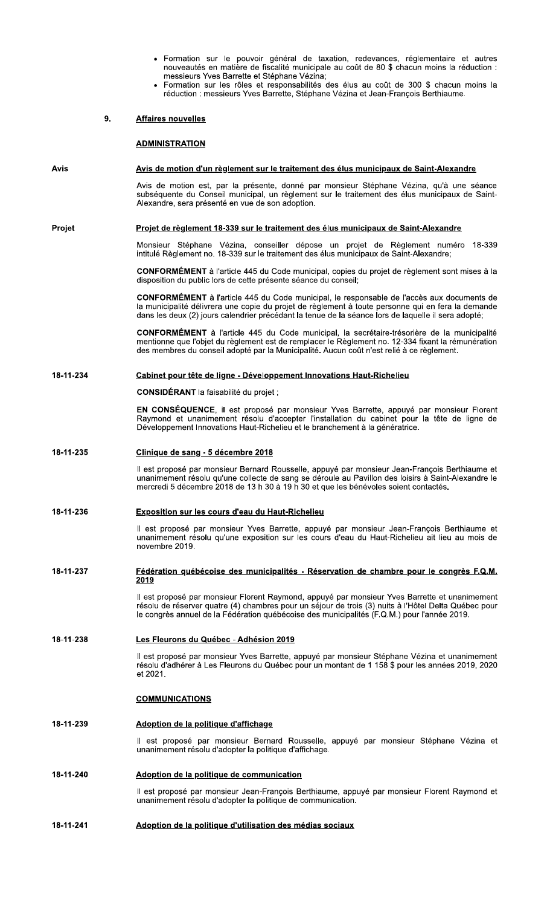- Formation sur le pouvoir général de taxation, redevances, réglementaire et autres nouveautés en matière de fiscalité municipale au coût de 80 $ chacun moins la réduction : messieurs Yves Barrette et Stéphane Vézina;
- Formation sur les rôles et responsabilités des élus au coût de 300 $ chacun moins la réduction : messieurs Yves Barrette, Stéphane Vézina et Jean-François Berthiaume.

## 9. Affaires nouvelles

### ADMINISTRATION

**Avis**

**Avis de motion d'un règlement sur le traitement des élus municipaux de Saint-Alexandre**

Avis de motion est, par la présente, donné par monsieur Stéphane Vézina, qu'à une séance subséquente du Conseil municipal, un règlement sur le traitement des élus municipaux de Saint-Alexandre, sera présenté en vue de son adoption.

**Projet**

**Projet de règlement 18-339 sur le traitement des élus municipaux de Saint-Alexandre**

Monsieur Stéphane Vézina, conseiller dépose un projet de Règlement numéro 18-339 intitulé Règlement no. 18-339 sur le traitement des élus municipaux de Saint-Alexandre;

**CONFORMÉMENT** à l'article 445 du Code municipal, copies du projet de règlement sont mises à la disposition du public lors de cette présente séance du conseil;

**CONFORMÉMENT** à l'article 445 du Code municipal, le responsable de l'accès aux documents de la municipalité délivrera une copie du projet de règlement à toute personne qui en fera la demande dans les deux (2) jours calendrier précédant la tenue de la séance lors de laquelle il sera adopté;

**CONFORMÉMENT** à l'article 445 du Code municipal, la secrétaire-trésorière de la municipalité mentionne que l'objet du règlement est de remplacer le Règlement no. 12-334 fixant la rémunération des membres du conseil adopté par la Municipalité. Aucun coût n'est relié à ce règlement.

**18-11-234**

**Cabinet pour tête de ligne - Développement Innovations Haut-Richelieu**

**CONSIDÉRANT** la faisabilité du projet ;

**EN CONSÉQUENCE**, il est proposé par monsieur Yves Barrette, appuyé par monsieur Florent Raymond et unanimement résolu d'accepter l'installation du cabinet pour la tête de ligne de Développement Innovations Haut-Richelieu et le branchement à la génératrice.

**18-11-235**

**Clinique de sang - 5 décembre 2018**

Il est proposé par monsieur Bernard Rousselle, appuyé par monsieur Jean-François Berthiaume et unanimement résolu qu'une collecte de sang se déroule au Pavillon des loisirs à Saint-Alexandre le mercredi 5 décembre 2018 de 13 h 30 à 19 h 30 et que les bénévoles soient contactés.

**18-11-236**

**Exposition sur les cours d'eau du Haut-Richelieu**

Il est proposé par monsieur Yves Barrette, appuyé par monsieur Jean-François Berthiaume et unanimement résolu qu'une exposition sur les cours d'eau du Haut-Richelieu ait lieu au mois de novembre 2019.

**18-11-237**

**Fédération québécoise des municipalités - Réservation de chambre pour le congrès F.Q.M. 2019**

Il est proposé par monsieur Florent Raymond, appuyé par monsieur Yves Barrette et unanimement résolu de réserver quatre (4) chambres pour un séjour de trois (3) nuits à l'Hôtel Delta Québec pour le congrès annuel de la Fédération québécoise des municipalités (F.Q.M.) pour l'année 2019.

**18-11-238**

**Les Fleurons du Québec - Adhésion 2019**

Il est proposé par monsieur Yves Barrette, appuyé par monsieur Stéphane Vézina et unanimement résolu d'adhérer à Les Fleurons du Québec pour un montant de 1 158 $ pour les années 2019, 2020 et 2021.

### COMMUNICATIONS

**18-11-239**

**Adoption de la politique d'affichage**

Il est proposé par monsieur Bernard Rousselle, appuyé par monsieur Stéphane Vézina et unanimement résolu d'adopter la politique d'affichage.

**18-11-240**

**Adoption de la politique de communication**

Il est proposé par monsieur Jean-François Berthiaume, appuyé par monsieur Florent Raymond et unanimement résolu d'adopter la politique de communication.

**18-11-241**

**Adoption de la politique d'utilisation des médias sociaux**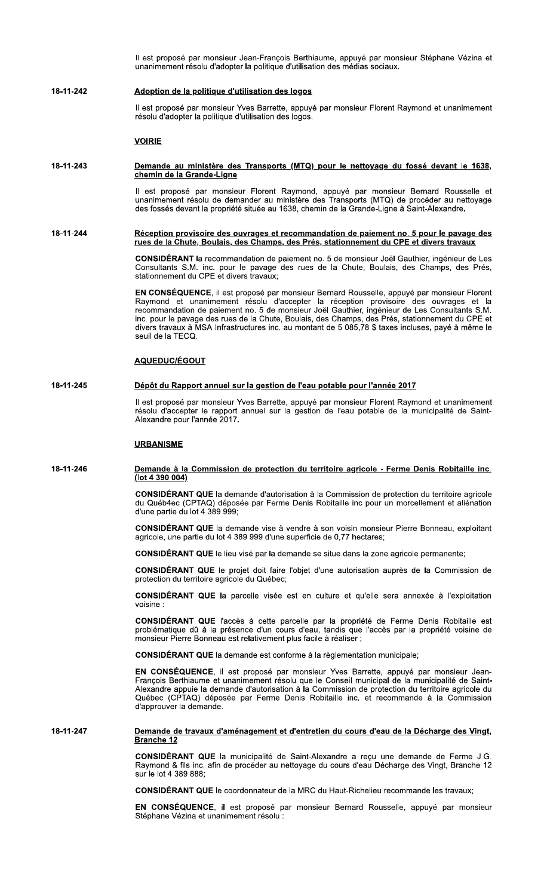Il est proposé par monsieur Jean-François Berthiaume, appuyé par monsieur Stéphane Vézina et unanimement résolu d'adopter la politique d'utilisation des médias sociaux.

**18-11-242** **Adoption de la politique d'utilisation des logos**

Il est proposé par monsieur Yves Barrette, appuyé par monsieur Florent Raymond et unanimement résolu d'adopter la politique d'utilisation des logos.

## VOIRIE

**18-11-243** **Demande au ministère des Transports (MTQ) pour le nettoyage du fossé devant le 1638, chemin de la Grande-Ligne**

Il est proposé par monsieur Florent Raymond, appuyé par monsieur Bernard Rousselle et unanimement résolu de demander au ministère des Transports (MTQ) de procéder au nettoyage des fossés devant la propriété située au 1638, chemin de la Grande-Ligne à Saint-Alexandre.

**18-11-244** **Réception provisoire des ouvrages et recommandation de paiement no. 5 pour le pavage des rues de la Chute, Boulais, des Champs, des Prés, stationnement du CPE et divers travaux**

**CONSIDÉRANT** la recommandation de paiement no. 5 de monsieur Joël Gauthier, ingénieur de Les Consultants S.M. inc. pour le pavage des rues de la Chute, Boulais, des Champs, des Prés, stationnement du CPE et divers travaux;

**EN CONSÉQUENCE**, il est proposé par monsieur Bernard Rousselle, appuyé par monsieur Florent Raymond et unanimement résolu d'accepter la réception provisoire des ouvrages et la recommandation de paiement no. 5 de monsieur Joël Gauthier, ingénieur de Les Consultants S.M. inc. pour le pavage des rues de la Chute, Boulais, des Champs, des Prés, stationnement du CPE et divers travaux à MSA Infrastructures inc. au montant de 5 085,78 $ taxes incluses, payé à même le seuil de la TECQ.

## AQUEDUC/ÉGOUT

**18-11-245** **Dépôt du Rapport annuel sur la gestion de l'eau potable pour l'année 2017**

Il est proposé par monsieur Yves Barrette, appuyé par monsieur Florent Raymond et unanimement résolu d'accepter le rapport annuel sur la gestion de l'eau potable de la municipalité de Saint-Alexandre pour l'année 2017.

## URBANISME

**18-11-246** **Demande à la Commission de protection du territoire agricole - Ferme Denis Robitaille inc. (lot 4 390 004)**

**CONSIDÉRANT QUE** la demande d'autorisation à la Commission de protection du territoire agricole du Québ4ec (CPTAQ) déposée par Ferme Denis Robitaille inc pour un morcellement et aliénation d'une partie du lot 4 389 999;

**CONSIDÉRANT QUE** la demande vise à vendre à son voisin monsieur Pierre Bonneau, exploitant agricole, une partie du lot 4 389 999 d'une superficie de 0,77 hectares;

**CONSIDÉRANT QUE** le lieu visé par la demande se situe dans la zone agricole permanente;

**CONSIDÉRANT QUE** le projet doit faire l'objet d'une autorisation auprès de la Commission de protection du territoire agricole du Québec;

**CONSIDÉRANT QUE** la parcelle visée est en culture et qu'elle sera annexée à l'exploitation voisine :

**CONSIDÉRANT QUE** l'accès à cette parcelle par la propriété de Ferme Denis Robitaille est problématique dû à la présence d'un cours d'eau, tandis que l'accès par la propriété voisine de monsieur Pierre Bonneau est relativement plus facile à réaliser ;

**CONSIDÉRANT QUE** la demande est conforme à la règlementation municipale;

**EN CONSÉQUENCE**, il est proposé par monsieur Yves Barrette, appuyé par monsieur Jean-François Berthiaume et unanimement résolu que le Conseil municipal de la municipalité de Saint-Alexandre appuie la demande d'autorisation à la Commission de protection du territoire agricole du Québec (CPTAQ) déposée par Ferme Denis Robitaille inc. et recommande à la Commission d'approuver la demande.

**18-11-247** **Demande de travaux d'aménagement et d'entretien du cours d'eau de la Décharge des Vingt, Branche 12**

**CONSIDÉRANT QUE** la municipalité de Saint-Alexandre a reçu une demande de Ferme J.G. Raymond & fils inc. afin de procéder au nettoyage du cours d'eau Décharge des Vingt, Branche 12 sur le lot 4 389 888;

**CONSIDÉRANT QUE** le coordonnateur de la MRC du Haut-Richelieu recommande les travaux;

**EN CONSÉQUENCE**, il est proposé par monsieur Bernard Rousselle, appuyé par monsieur Stéphane Vézina et unanimement résolu :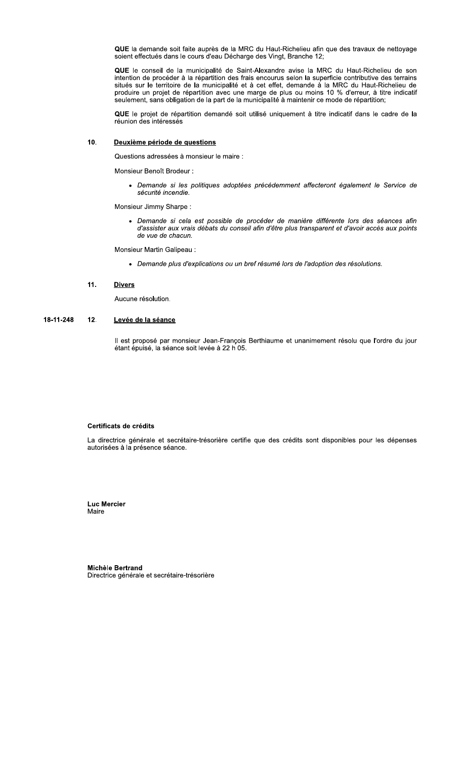**QUE** la demande soit faite auprès de la MRC du Haut-Richelieu afin que des travaux de nettoyage soient effectués dans le cours d'eau Décharge des Vingt, Branche 12;

**QUE** le conseil de la municipalité de Saint-Alexandre avise la MRC du Haut-Richelieu de son intention de procéder à la répartition des frais encourus selon la superficie contributive des terrains situés sur le territoire de la municipalité et à cet effet, demande à la MRC du Haut-Richelieu de produire un projet de répartition avec une marge de plus ou moins 10 % d'erreur, à titre indicatif seulement, sans obligation de la part de la municipalité à maintenir ce mode de répartition;

**QUE** le projet de répartition demandé soit utilisé uniquement à titre indicatif dans le cadre de la réunion des intéressés

## 10. Deuxième période de questions

Questions adressées à monsieur le maire :

Monsieur Benoît Brodeur :

- *Demande si les politiques adoptées précédemment affecteront également le Service de sécurité incendie.*

Monsieur Jimmy Sharpe :

- *Demande si cela est possible de procéder de manière différente lors des séances afin d'assister aux vrais débats du conseil afin d'être plus transparent et d'avoir accès aux points de vue de chacun.*

Monsieur Martin Galipeau :

- *Demande plus d'explications ou un bref résumé lors de l'adoption des résolutions.*

## 11. Divers

Aucune résolution.

## 18-11-248 12. Levée de la séance

Il est proposé par monsieur Jean-François Berthiaume et unanimement résolu que l'ordre du jour étant épuisé, la séance soit levée à 22 h 05.

**Certificats de crédits**

La directrice générale et secrétaire-trésorière certifie que des crédits sont disponibles pour les dépenses autorisées à la présence séance.

**Luc Mercier**
Maire

**Michèle Bertrand**
Directrice générale et secrétaire-trésorière